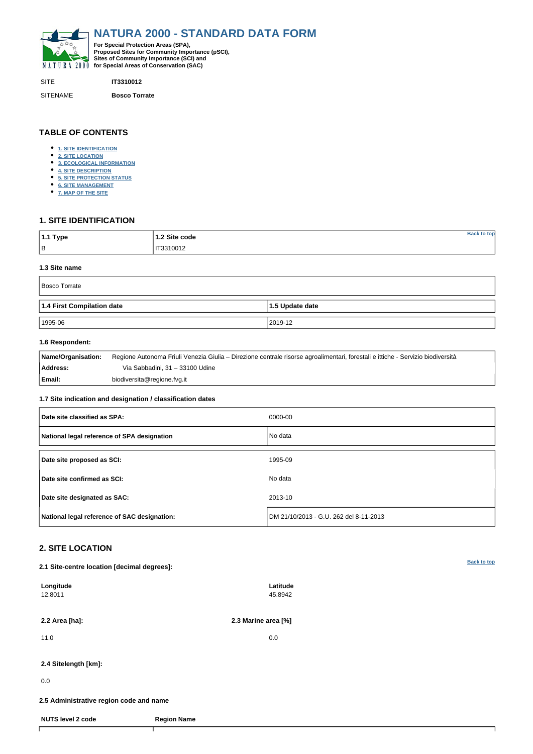# NATURA 2000 - STANDARD DATA FORM

**For Special Protection Areas (SPA), Proposed Sites for Community Importance (pSCI), Sites of Community Importance (SCI) and for Special Areas of Conservation (SAC)**

SITE **IT3310012**

SITENAME **Bosco Torrate**

## TABLE OF CONTENTS

- 1. SITE IDENTIFICATION
- 2. SITE LOCATION
- 3. ECOLOGICAL INFORMATION
- 4. SITE DESCRIPTION
- 5. SITE PROTECTION STATUS
- 6. SITE MANAGEMENT
- 7. MAP OF THE SITE

## 1. SITE IDENTIFICATION

| 1.1 Type | 1.2 Site code |
|---|---|
| B | IT3310012 |

### 1.3 Site name

Bosco Torrate

| 1.4 First Compilation date | 1.5 Update date |
|---|---|
| 1995-06 | 2019-12 |

### 1.6 Respondent:

| | |
|---|---|
| **Name/Organisation:** | Regione Autonoma Friuli Venezia Giulia – Direzione centrale risorse agroalimentari, forestali e ittiche - Servizio biodiversità |
| **Address:** | Via Sabbadini, 31 – 33100 Udine |
| **Email:** | biodiversita@regione.fvg.it |

### 1.7 Site indication and designation / classification dates

| | |
|---|---|
| **Date site classified as SPA:** | 0000-00 |
| **National legal reference of SPA designation** | No data |
| **Date site proposed as SCI:** | 1995-09 |
| **Date site confirmed as SCI:** | No data |
| **Date site designated as SAC:** | 2013-10 |
| **National legal reference of SAC designation:** | DM 21/10/2013 - G.U. 262 del 8-11-2013 |

## 2. SITE LOCATION

### 2.1 Site-centre location [decimal degrees]:

| Longitude | Latitude |
|---|---|
| 12.8011 | 45.8942 |

| 2.2 Area [ha]: | 2.3 Marine area [%] |
|---|---|
| 11.0 | 0.0 |

### 2.4 Sitelength [km]:

0.0

### 2.5 Administrative region code and name

| NUTS level 2 code | Region Name |
|---|---|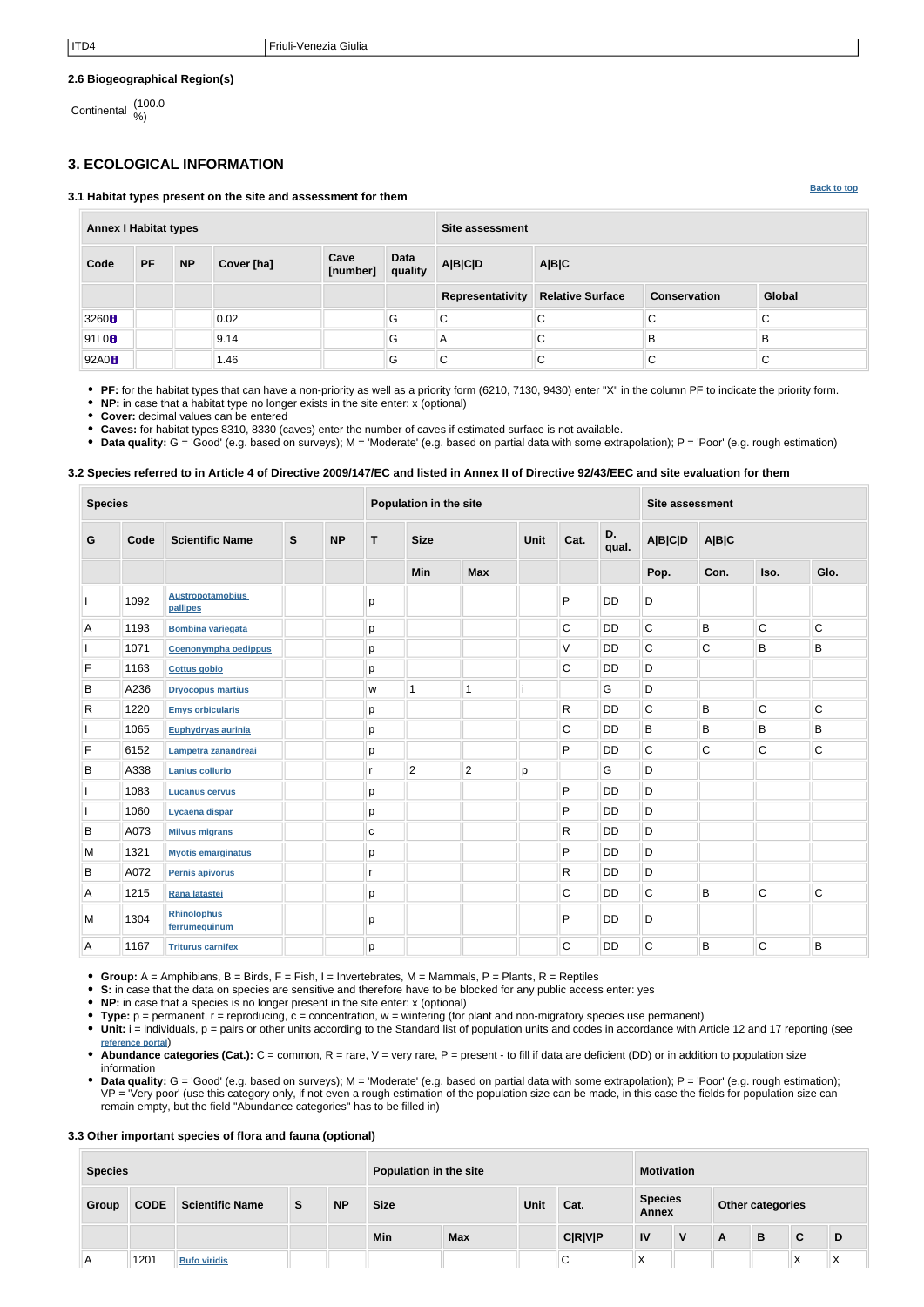| ITD4 | Friuli-Venezia Giulia |
|---|---|

**2.6 Biogeographical Region(s)**

Continental (100.0 %)

## 3. ECOLOGICAL INFORMATION

**3.1 Habitat types present on the site and assessment for them**

Back to top

| Annex I Habitat types | | | | | | Site assessment | | | |
|---|---|---|---|---|---|---|---|---|---|
| Code | PF | NP | Cover [ha] | Cave [number] | Data quality | A\|B\|C\|D | A\|B\|C | | |
| | | | | | | Representativity | Relative Surface | Conservation | Global |
| 3260 | | | 0.02 | | G | C | C | C | C |
| 91L0 | | | 9.14 | | G | A | C | B | B |
| 92A0 | | | 1.46 | | G | C | C | C | C |

- **PF:** for the habitat types that can have a non-priority as well as a priority form (6210, 7130, 9430) enter "X" in the column PF to indicate the priority form.
- **NP:** in case that a habitat type no longer exists in the site enter: x (optional)
- **Cover:** decimal values can be entered
- **Caves:** for habitat types 8310, 8330 (caves) enter the number of caves if estimated surface is not available.
- **Data quality:** G = 'Good' (e.g. based on surveys); M = 'Moderate' (e.g. based on partial data with some extrapolation); P = 'Poor' (e.g. rough estimation)

**3.2 Species referred to in Article 4 of Directive 2009/147/EC and listed in Annex II of Directive 92/43/EEC and site evaluation for them**

| Species | | | | | Population in the site | | | | | | Site assessment | | | |
|---|---|---|---|---|---|---|---|---|---|---|---|---|---|---|
| G | Code | Scientific Name | S | NP | T | Size | | Unit | Cat. | D. qual. | A\|B\|C\|D | A\|B\|C | | |
| | | | | | | Min | Max | | | | Pop. | Con. | Iso. | Glo. |
| I | 1092 | Austropotamobius pallipes | | | p | | | | P | DD | D | | | |
| A | 1193 | Bombina variegata | | | p | | | | C | DD | C | B | C | C |
| I | 1071 | Coenonympha oedippus | | | p | | | | V | DD | C | C | B | B |
| F | 1163 | Cottus gobio | | | p | | | | C | DD | D | | | |
| B | A236 | Dryocopus martius | | | w | 1 | 1 | i | | G | D | | | |
| R | 1220 | Emys orbicularis | | | p | | | | R | DD | C | B | C | C |
| I | 1065 | Euphydryas aurinia | | | p | | | | C | DD | B | B | B | B |
| F | 6152 | Lampetra zanandreai | | | p | | | | P | DD | C | C | C | C |
| B | A338 | Lanius collurio | | | r | 2 | 2 | p | | G | D | | | |
| I | 1083 | Lucanus cervus | | | p | | | | P | DD | D | | | |
| I | 1060 | Lycaena dispar | | | p | | | | P | DD | D | | | |
| B | A073 | Milvus migrans | | | c | | | | R | DD | D | | | |
| M | 1321 | Myotis emarginatus | | | p | | | | P | DD | D | | | |
| B | A072 | Pernis apivorus | | | r | | | | R | DD | D | | | |
| A | 1215 | Rana latastei | | | p | | | | C | DD | C | B | C | C |
| M | 1304 | Rhinolophus ferrumequinum | | | p | | | | P | DD | D | | | |
| A | 1167 | Triturus carnifex | | | p | | | | C | DD | C | B | C | B |

- **Group:** A = Amphibians, B = Birds, F = Fish, I = Invertebrates, M = Mammals, P = Plants, R = Reptiles
- **S:** in case that the data on species are sensitive and therefore have to be blocked for any public access enter: yes
- **NP:** in case that a species is no longer present in the site enter: x (optional)
- **Type:** p = permanent, r = reproducing, c = concentration, w = wintering (for plant and non-migratory species use permanent)
- **Unit:** i = individuals, p = pairs or other units according to the Standard list of population units and codes in accordance with Article 12 and 17 reporting (see reference portal)
- **Abundance categories (Cat.):** C = common, R = rare, V = very rare, P = present - to fill if data are deficient (DD) or in addition to population size information
- **Data quality:** G = 'Good' (e.g. based on surveys); M = 'Moderate' (e.g. based on partial data with some extrapolation); P = 'Poor' (e.g. rough estimation); VP = 'Very poor' (use this category only, if not even a rough estimation of the population size can be made, in this case the fields for population size can remain empty, but the field "Abundance categories" has to be filled in)

**3.3 Other important species of flora and fauna (optional)**

| Species | | | | | Population in the site | | | | Motivation | | | | | |
|---|---|---|---|---|---|---|---|---|---|---|---|---|---|---|
| Group | CODE | Scientific Name | S | NP | Size | | Unit | Cat. | Species Annex | | Other categories | | | |
| | | | | | Min | Max | | C\|R\|V\|P | IV | V | A | B | C | D |
| A | 1201 | Bufo viridis | | | | | | C | X | | | | X | X |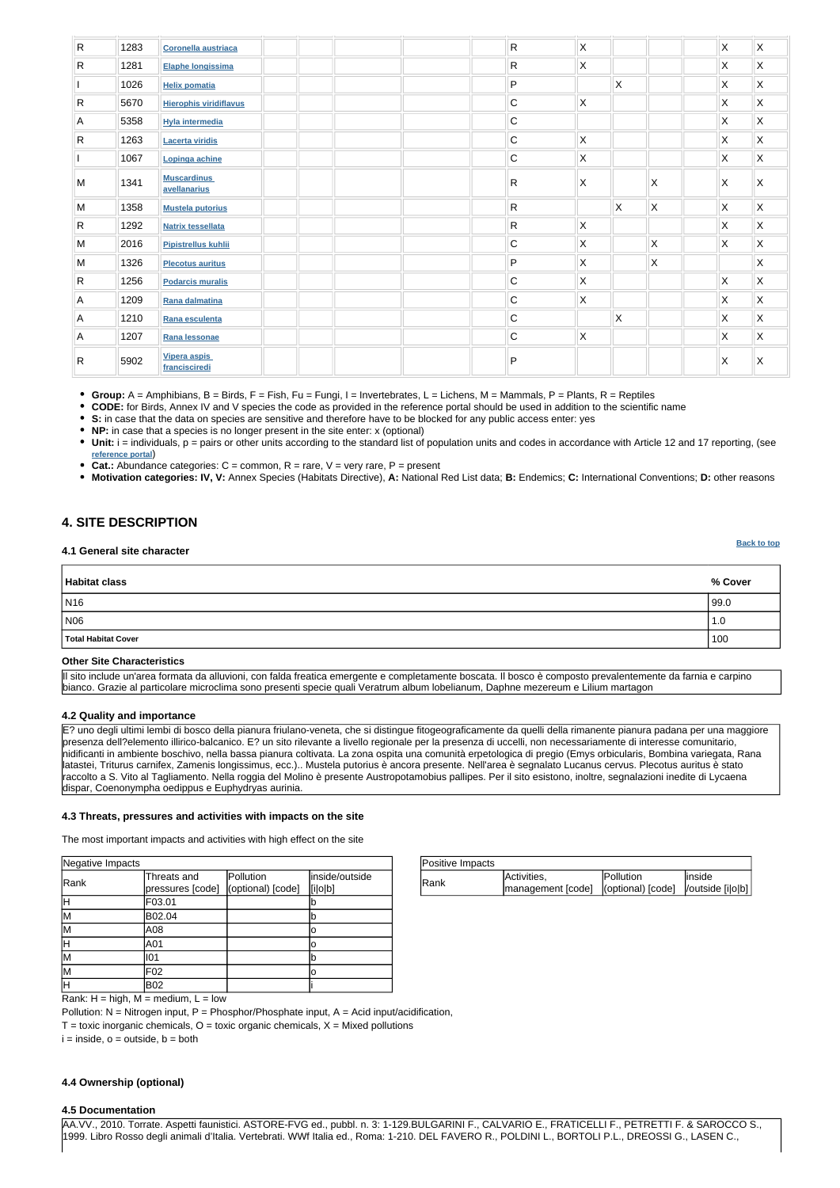| Group | Code | Scientific Name | S | NP | Min | Max | Unit | Cat. | IV | V | A | B | C | D |
|---|---|---|---|---|---|---|---|---|---|---|---|---|---|---|
| R | 1283 | Coronella austriaca | | | | | | R | X | | | | X | X |
| R | 1281 | Elaphe longissima | | | | | | R | X | | | | X | X |
| I | 1026 | Helix pomatia | | | | | | P | | X | | | X | X |
| R | 5670 | Hierophis viridiflavus | | | | | | C | X | | | | X | X |
| A | 5358 | Hyla intermedia | | | | | | C | | | | | X | X |
| R | 1263 | Lacerta viridis | | | | | | C | X | | | | X | X |
| I | 1067 | Lopinga achine | | | | | | C | X | | | | X | X |
| M | 1341 | Muscardinus avellanarius | | | | | | R | X | | X | | X | X |
| M | 1358 | Mustela putorius | | | | | | R | | X | X | | X | X |
| R | 1292 | Natrix tessellata | | | | | | R | X | | | | X | X |
| M | 2016 | Pipistrellus kuhlii | | | | | | C | X | | X | | X | X |
| M | 1326 | Plecotus auritus | | | | | | P | X | | X | | | X |
| R | 1256 | Podarcis muralis | | | | | | C | X | | | | X | X |
| A | 1209 | Rana dalmatina | | | | | | C | X | | | | X | X |
| A | 1210 | Rana esculenta | | | | | | C | | X | | | X | X |
| A | 1207 | Rana lessonae | | | | | | C | X | | | | X | X |
| R | 5902 | Vipera aspis francisciredi | | | | | | P | | | | | X | X |

- **Group:** A = Amphibians, B = Birds, F = Fish, Fu = Fungi, I = Invertebrates, L = Lichens, M = Mammals, P = Plants, R = Reptiles
- **CODE:** for Birds, Annex IV and V species the code as provided in the reference portal should be used in addition to the scientific name
- **S:** in case that the data on species are sensitive and therefore have to be blocked for any public access enter: yes
- **NP:** in case that a species is no longer present in the site enter: x (optional)
- **Unit:** i = individuals, p = pairs or other units according to the standard list of population units and codes in accordance with Article 12 and 17 reporting, (see reference portal)
- **Cat.:** Abundance categories: C = common, R = rare, V = very rare, P = present
- **Motivation categories: IV, V:** Annex Species (Habitats Directive), **A:** National Red List data; **B:** Endemics; **C:** International Conventions; **D:** other reasons

## 4. SITE DESCRIPTION

### 4.1 General site character

Back to top

| Habitat class | % Cover |
|---|---|
| N16 | 99.0 |
| N06 | 1.0 |
| **Total Habitat Cover** | 100 |

**Other Site Characteristics**

Il sito include un'area formata da alluvioni, con falda freatica emergente e completamente boscata. Il bosco è composto prevalentemente da farnia e carpino bianco. Grazie al particolare microclima sono presenti specie quali Veratrum album lobelianum, Daphne mezereum e Lilium martagon

### 4.2 Quality and importance

E? uno degli ultimi lembi di bosco della pianura friulano-veneta, che si distingue fitogeograficamente da quelli della rimanente pianura padana per una maggiore presenza dell?elemento illirico-balcanico. E? un sito rilevante a livello regionale per la presenza di uccelli, non necessariamente di interesse comunitario, nidificanti in ambiente boschivo, nella bassa pianura coltivata. La zona ospita una comunità erpetologica di pregio (Emys orbicularis, Bombina variegata, Rana latastei, Triturus carnifex, Zamenis longissimus, ecc.).. Mustela putorius è ancora presente. Nell'area è segnalato Lucanus cervus. Plecotus auritus è stato raccolto a S. Vito al Tagliamento. Nella roggia del Molino è presente Austropotamobius pallipes. Per il sito esistono, inoltre, segnalazioni inedite di Lycaena dispar, Coenonympha oedippus e Euphydryas aurinia.

### 4.3 Threats, pressures and activities with impacts on the site

The most important impacts and activities with high effect on the site

| Negative Impacts | | | |
|---|---|---|---|
| Rank | Threats and pressures [code] | Pollution (optional) [code] | inside/outside [i\|o\|b] |
| H | F03.01 | | b |
| M | B02.04 | | b |
| M | A08 | | o |
| H | A01 | | o |
| M | I01 | | b |
| M | F02 | | o |
| H | B02 | | i |

| Positive Impacts | | | |
|---|---|---|---|
| Rank | Activities, management [code] | Pollution (optional) [code] | inside /outside [i\|o\|b] |

Rank: H = high, M = medium, L = low

Pollution: N = Nitrogen input, P = Phosphor/Phosphate input, A = Acid input/acidification, T = toxic inorganic chemicals, O = toxic organic chemicals, X = Mixed pollutions

i = inside, o = outside, b = both

### 4.4 Ownership (optional)

### 4.5 Documentation

AA.VV., 2010. Torrate. Aspetti faunistici. ASTORE-FVG ed., pubbl. n. 3: 1-129.BULGARINI F., CALVARIO E., FRATICELLI F., PETRETTI F. & SAROCCO S., 1999. Libro Rosso degli animali d'Italia. Vertebrati. WWf Italia ed., Roma: 1-210. DEL FAVERO R., POLDINI L., BORTOLI P.L., DREOSSI G., LASEN C.,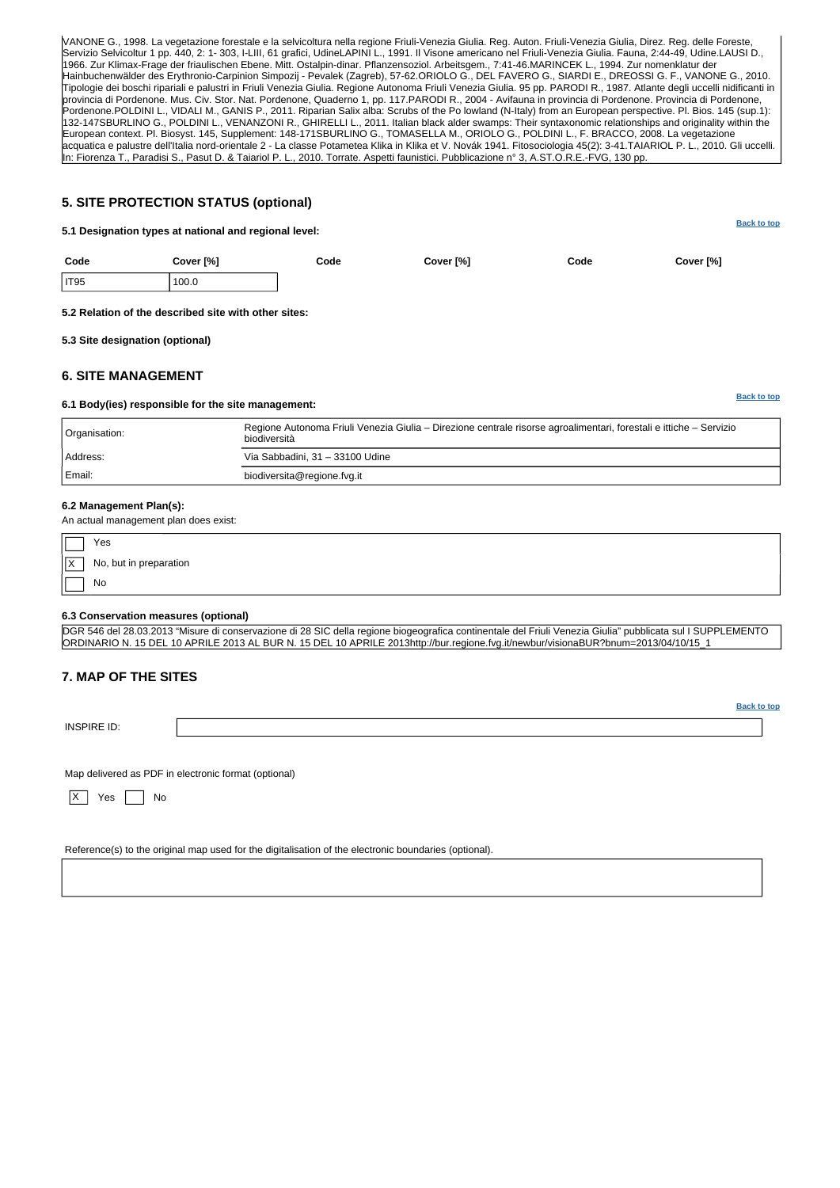VANONE G., 1998. La vegetazione forestale e la selvicoltura nella regione Friuli-Venezia Giulia. Reg. Auton. Friuli-Venezia Giulia, Direz. Reg. delle Foreste, Servizio Selvicoltur 1 pp. 440, 2: 1- 303, I-LIII, 61 grafici, UdineLAPINI L., 1991. Il Visone americano nel Friuli-Venezia Giulia. Fauna, 2:44-49, Udine.LAUSI D., 1966. Zur Klimax-Frage der friaulischen Ebene. Mitt. Ostalpin-dinar. Pflanzensoziol. Arbeitsgem., 7:41-46.MARINCEK L., 1994. Zur nomenklatur der Hainbuchenwälder des Erythronio-Carpinion Simpozij - Pevalek (Zagreb), 57-62.ORIOLO G., DEL FAVERO G., SIARDI E., DREOSSI G. F., VANONE G., 2010. Tipologie dei boschi ripariali e palustri in Friuli Venezia Giulia. Regione Autonoma Friuli Venezia Giulia. 95 pp. PARODI R., 1987. Atlante degli uccelli nidificanti in provincia di Pordenone. Mus. Civ. Stor. Nat. Pordenone, Quaderno 1, pp. 117.PARODI R., 2004 - Avifauna in provincia di Pordenone. Provincia di Pordenone, Pordenone.POLDINI L., VIDALI M., GANIS P., 2011. Riparian Salix alba: Scrubs of the Po lowland (N-Italy) from an European perspective. Pl. Bios. 145 (sup.1): 132-147SBURLINO G., POLDINI L., VENANZONI R., GHIRELLI L., 2011. Italian black alder swamps: Their syntaxonomic relationships and originality within the European context. Pl. Biosyst. 145, Supplement: 148-171SBURLINO G., TOMASELLA M., ORIOLO G., POLDINI L., F. BRACCO, 2008. La vegetazione acquatica e palustre dell'Italia nord-orientale 2 - La classe Potametea Klika in Klika et V. Novák 1941. Fitosociologia 45(2): 3-41.TAIARIOL P. L., 2010. Gli uccelli. In: Fiorenza T., Paradisi S., Pasut D. & Taiariol P. L., 2010. Torrate. Aspetti faunistici. Pubblicazione n° 3, A.ST.O.R.E.-FVG, 130 pp.

## 5. SITE PROTECTION STATUS (optional)

Back to top

### 5.1 Designation types at national and regional level:

| Code | Cover [%] | Code | Cover [%] | Code | Cover [%] |
|---|---|---|---|---|---|
| IT95 | 100.0 | | | | |

### 5.2 Relation of the described site with other sites:

### 5.3 Site designation (optional)

## 6. SITE MANAGEMENT

Back to top

### 6.1 Body(ies) responsible for the site management:

| | |
|---|---|
| Organisation: | Regione Autonoma Friuli Venezia Giulia – Direzione centrale risorse agroalimentari, forestali e ittiche – Servizio biodiversità |
| Address: | Via Sabbadini, 31 – 33100 Udine |
| Email: | biodiversita@regione.fvg.it |

### 6.2 Management Plan(s):

An actual management plan does exist:

- [ ] Yes
- [X] No, but in preparation
- [ ] No

### 6.3 Conservation measures (optional)

DGR 546 del 28.03.2013 "Misure di conservazione di 28 SIC della regione biogeografica continentale del Friuli Venezia Giulia" pubblicata sul I SUPPLEMENTO ORDINARIO N. 15 DEL 10 APRILE 2013 AL BUR N. 15 DEL 10 APRILE 2013http://bur.regione.fvg.it/newbur/visionaBUR?bnum=2013/04/10/15_1

## 7. MAP OF THE SITES

Back to top

INSPIRE ID:

Map delivered as PDF in electronic format (optional)

[X] Yes [ ] No

Reference(s) to the original map used for the digitalisation of the electronic boundaries (optional).